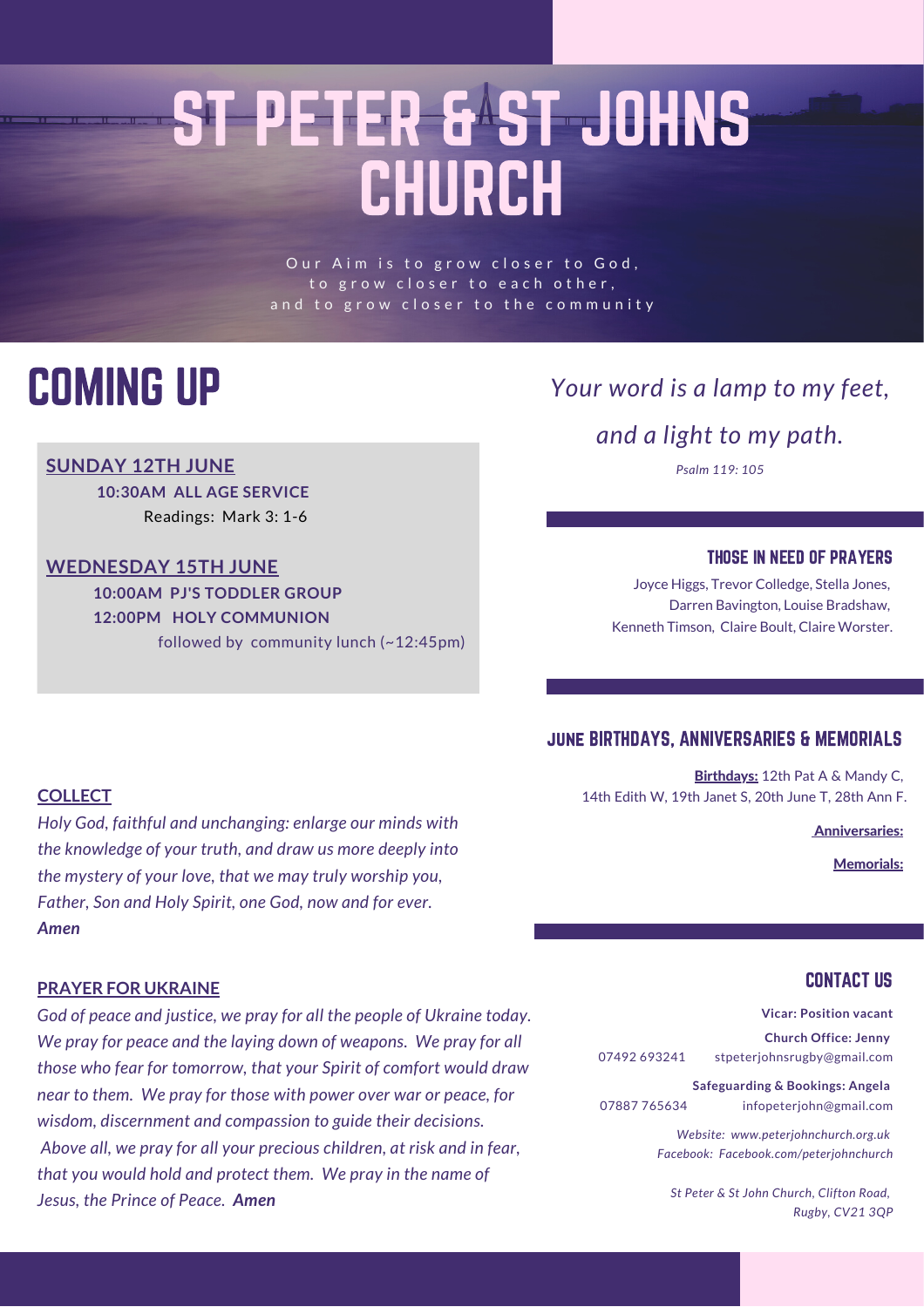# ST PETER & ST JOHNS CHURCH

Our Aim is to grow closer to God, to grow closer to each other, and to grow closer to the community

## COMING UP

**SUNDAY 12TH JUNE**

**10:30AM ALL AGE SERVICE**

Readings: Mark 3: 1-6

**WEDNESDAY 15TH JUNE**

**10:00AM PJ'S TODDLER GROUP**

**12:00PM HOLY COMMUNION**

followed by community lunch (~12:45pm)

**COLLECT**

*Holy God, faithful and unchanging: enlarge our minds with the knowledge of your truth, and draw us more deeply into the mystery of your love, that we may truly worship you, Father, Son and Holy Spirit, one God, now and for ever.* ***Amen***

**PRAYER FOR UKRAINE**

*God of peace and justice, we pray for all the people of Ukraine today. We pray for peace and the laying down of weapons. We pray for all those who fear for tomorrow, that your Spirit of comfort would draw near to them. We pray for those with power over war or peace, for wisdom, discernment and compassion to guide their decisions. Above all, we pray for all your precious children, at risk and in fear, that you would hold and protect them. We pray in the name of Jesus, the Prince of Peace.* ***Amen***

*Your word is a lamp to my feet, and a light to my path.*

*Psalm 119: 105*

### THOSE IN NEED OF PRAYERS

Joyce Higgs, Trevor Colledge, Stella Jones, Darren Bavington, Louise Bradshaw, Kenneth Timson, Claire Boult, Claire Worster.

### JUNE BIRTHDAYS, ANNIVERSARIES & MEMORIALS

**Birthdays:** 12th Pat A & Mandy C, 14th Edith W, 19th Janet S, 20th June T, 28th Ann F.

**Anniversaries:**

**Memorials:**

### CONTACT US

**Vicar: Position vacant**

**Church Office: Jenny**
07492 693241 stpeterjohnsrugby@gmail.com

**Safeguarding & Bookings: Angela**
07887 765634 infopeterjohn@gmail.com

*Website: www.peterjohnchurch.org.uk*
*Facebook: Facebook.com/peterjohnchurch*

*St Peter & St John Church, Clifton Road, Rugby, CV21 3QP*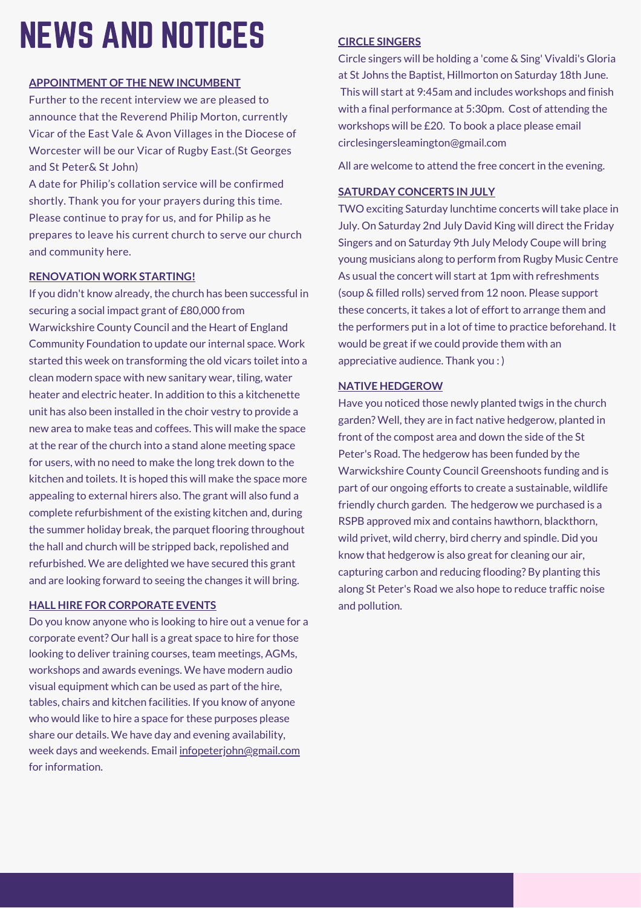# NEWS AND NOTICES

**APPOINTMENT OF THE NEW INCUMBENT**

Further to the recent interview we are pleased to announce that the Reverend Philip Morton, currently Vicar of the East Vale & Avon Villages in the Diocese of Worcester will be our Vicar of Rugby East.(St Georges and St Peter& St John)

A date for Philip's collation service will be confirmed shortly. Thank you for your prayers during this time. Please continue to pray for us, and for Philip as he prepares to leave his current church to serve our church and community here.

**RENOVATION WORK STARTING!**

If you didn't know already, the church has been successful in securing a social impact grant of £80,000 from Warwickshire County Council and the Heart of England Community Foundation to update our internal space. Work started this week on transforming the old vicars toilet into a clean modern space with new sanitary wear, tiling, water heater and electric heater. In addition to this a kitchenette unit has also been installed in the choir vestry to provide a new area to make teas and coffees. This will make the space at the rear of the church into a stand alone meeting space for users, with no need to make the long trek down to the kitchen and toilets. It is hoped this will make the space more appealing to external hirers also. The grant will also fund a complete refurbishment of the existing kitchen and, during the summer holiday break, the parquet flooring throughout the hall and church will be stripped back, repolished and refurbished. We are delighted we have secured this grant and are looking forward to seeing the changes it will bring.

**HALL HIRE FOR CORPORATE EVENTS**

Do you know anyone who is looking to hire out a venue for a corporate event? Our hall is a great space to hire for those looking to deliver training courses, team meetings, AGMs, workshops and awards evenings. We have modern audio visual equipment which can be used as part of the hire, tables, chairs and kitchen facilities. If you know of anyone who would like to hire a space for these purposes please share our details. We have day and evening availability, week days and weekends. Email infopeterjohn@gmail.com for information.

**CIRCLE SINGERS**

Circle singers will be holding a 'come & Sing' Vivaldi's Gloria at St Johns the Baptist, Hillmorton on Saturday 18th June. This will start at 9:45am and includes workshops and finish with a final performance at 5:30pm. Cost of attending the workshops will be £20. To book a place please email circlesingersleamington@gmail.com

All are welcome to attend the free concert in the evening.

**SATURDAY CONCERTS IN JULY**

TWO exciting Saturday lunchtime concerts will take place in July. On Saturday 2nd July David King will direct the Friday Singers and on Saturday 9th July Melody Coupe will bring young musicians along to perform from Rugby Music Centre As usual the concert will start at 1pm with refreshments (soup & filled rolls) served from 12 noon. Please support these concerts, it takes a lot of effort to arrange them and the performers put in a lot of time to practice beforehand. It would be great if we could provide them with an appreciative audience. Thank you : )

**NATIVE HEDGEROW**

Have you noticed those newly planted twigs in the church garden? Well, they are in fact native hedgerow, planted in front of the compost area and down the side of the St Peter's Road. The hedgerow has been funded by the Warwickshire County Council Greenshoots funding and is part of our ongoing efforts to create a sustainable, wildlife friendly church garden. The hedgerow we purchased is a RSPB approved mix and contains hawthorn, blackthorn, wild privet, wild cherry, bird cherry and spindle. Did you know that hedgerow is also great for cleaning our air, capturing carbon and reducing flooding? By planting this along St Peter's Road we also hope to reduce traffic noise and pollution.